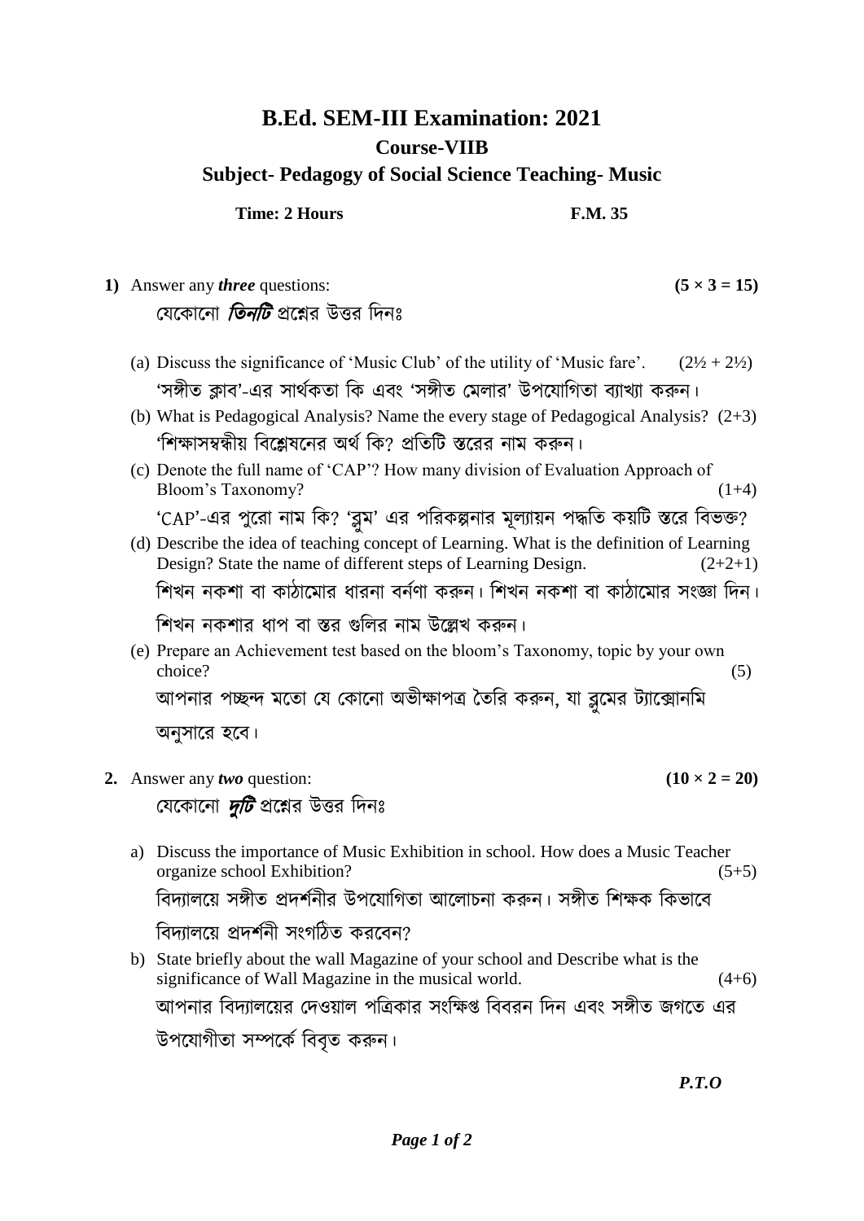# B.Ed. SEM-III Examination: 2021

## Course-VIIB

## Subject- Pedagogy of Social Science Teaching- Music

**Time: 2 Hours** **F.M. 35**

**1)** Answer any ***three*** questions: **(5 × 3 = 15)**

যেকোনো ***তিনটি*** প্রশ্নের উত্তর দিনঃ

(a) Discuss the significance of 'Music Club' of the utility of 'Music fare'. (2½ + 2½)

'সঙ্গীত ক্লাব'-এর সার্থকতা কি এবং 'সঙ্গীত মেলার' উপযোগিতা ব্যাখ্যা করুন।

(b) What is Pedagogical Analysis? Name the every stage of Pedagogical Analysis? (2+3)

'শিক্ষাসম্বন্ধীয় বিশ্লেষনের অর্থ কি? প্রতিটি স্তরের নাম করুন।

(c) Denote the full name of 'CAP'? How many division of Evaluation Approach of Bloom's Taxonomy? (1+4)

'CAP'-এর পুরো নাম কি? 'ব্লুম' এর পরিকল্পনার মূল্যায়ন পদ্ধতি কয়টি স্তরে বিভক্ত?

(d) Describe the idea of teaching concept of Learning. What is the definition of Learning Design? State the name of different steps of Learning Design. (2+2+1)

শিখন নকশা বা কাঠামোর ধারনা বর্ণণা করুন। শিখন নকশা বা কাঠামোর সংজ্ঞা দিন। শিখন নকশার ধাপ বা স্তর গুলির নাম উল্লেখ করুন।

(e) Prepare an Achievement test based on the bloom's Taxonomy, topic by your own choice? (5)

আপনার পচ্ছন্দ মতো যে কোনো অভীক্ষাপত্র তৈরি করুন, যা ব্লুমের ট্যাক্সোনমি অনুসারে হবে।

**2.** Answer any ***two*** question: **(10 × 2 = 20)**

যেকোনো ***দুটি*** প্রশ্নের উত্তর দিনঃ

a) Discuss the importance of Music Exhibition in school. How does a Music Teacher organize school Exhibition? (5+5)

বিদ্যালয়ে সঙ্গীত প্রদর্শনীর উপযোগিতা আলোচনা করুন। সঙ্গীত শিক্ষক কিভাবে বিদ্যালয়ে প্রদর্শনী সংগঠিত করবেন?

b) State briefly about the wall Magazine of your school and Describe what is the significance of Wall Magazine in the musical world. (4+6)

আপনার বিদ্যালয়ের দেওয়াল পত্রিকার সংক্ষিপ্ত বিবরন দিন এবং সঙ্গীত জগতে এর উপযোগীতা সম্পর্কে বিবৃত করুন।

***P.T.O***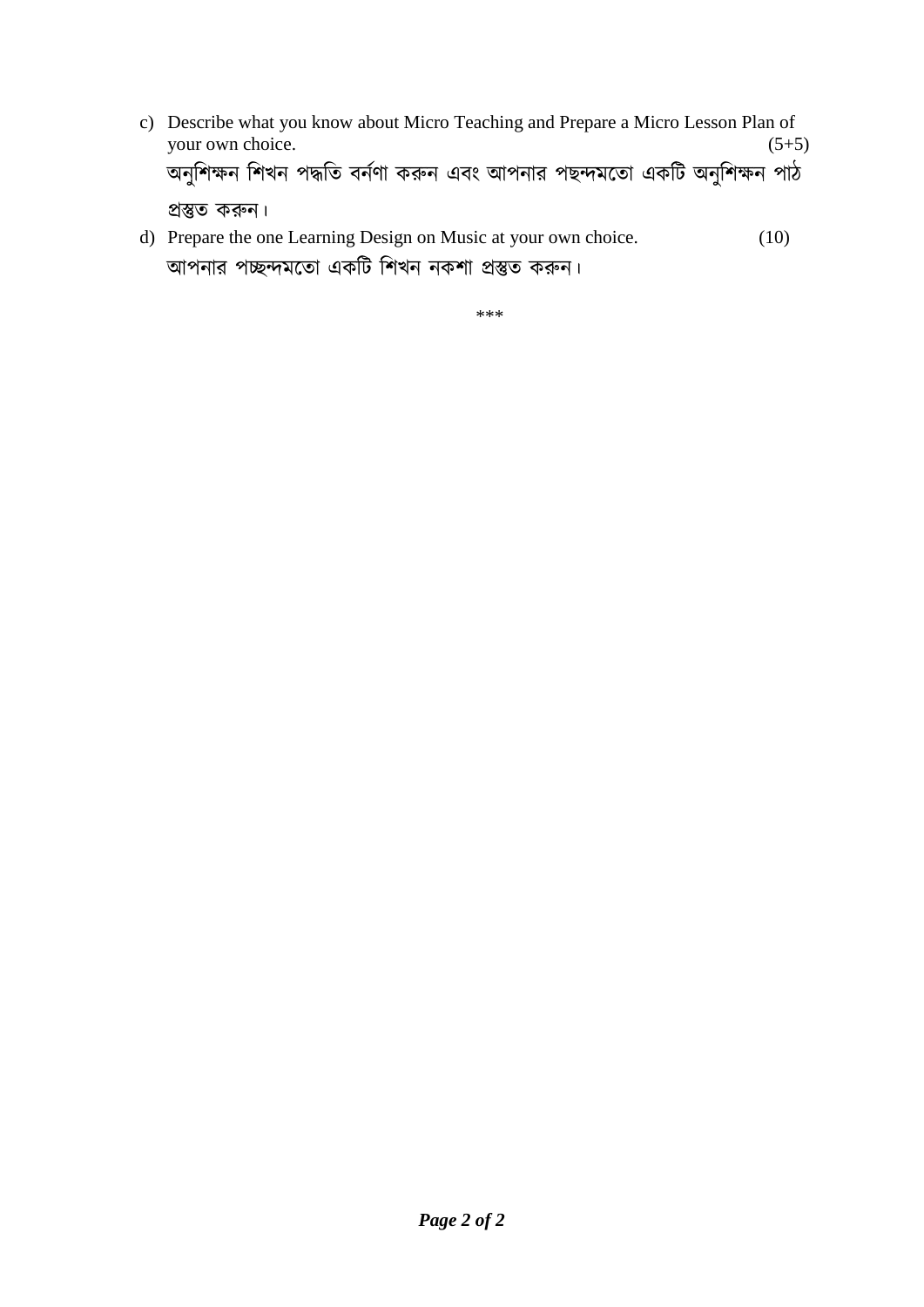c) Describe what you know about Micro Teaching and Prepare a Micro Lesson Plan of your own choice. (5+5)

অনুশিক্ষন শিখন পদ্ধতি বর্ণণা করুন এবং আপনার পছন্দমতো একটি অনুশিক্ষন পাঠ প্রস্তুত করুন।

d) Prepare the one Learning Design on Music at your own choice. (10)

আপনার পচ্ছন্দমতো একটি শিখন নকশা প্রস্তুত করুন।

***